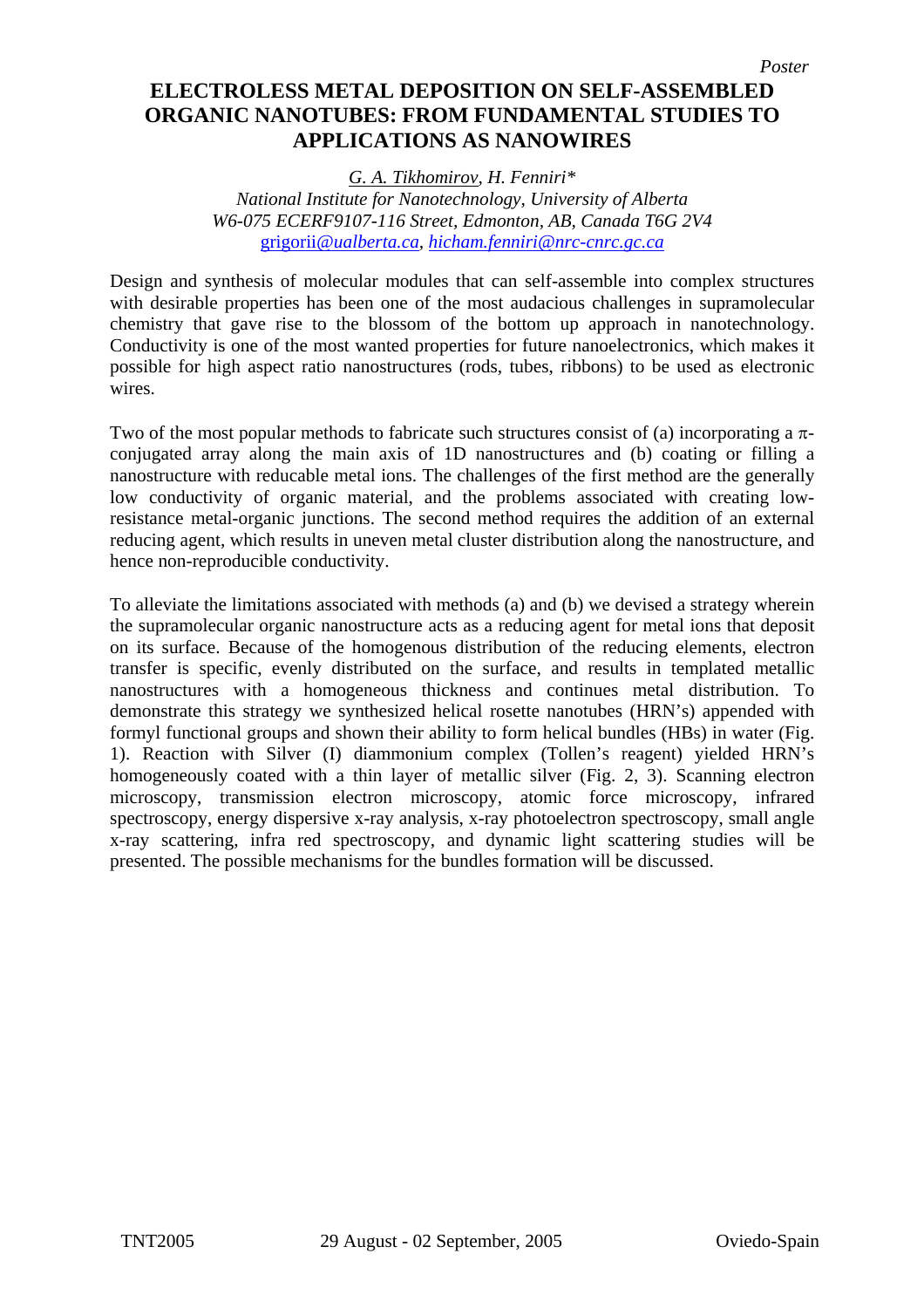*Poster*

# ELECTROLESS METAL DEPOSITION ON SELF-ASSEMBLED ORGANIC NANOTUBES: FROM FUNDAMENTAL STUDIES TO APPLICATIONS AS NANOWIRES

*<u>G. A. Tikhomirov</u>, H. Fenniri**
*National Institute for Nanotechnology, University of Alberta*
*W6-075 ECERF9107-116 Street, Edmonton, AB, Canada T6G 2V4*
grigorii@*ualberta.ca*, *hicham.fenniri@nrc-cnrc.gc.ca*

Design and synthesis of molecular modules that can self-assemble into complex structures with desirable properties has been one of the most audacious challenges in supramolecular chemistry that gave rise to the blossom of the bottom up approach in nanotechnology. Conductivity is one of the most wanted properties for future nanoelectronics, which makes it possible for high aspect ratio nanostructures (rods, tubes, ribbons) to be used as electronic wires.

Two of the most popular methods to fabricate such structures consist of (a) incorporating a π-conjugated array along the main axis of 1D nanostructures and (b) coating or filling a nanostructure with reducable metal ions. The challenges of the first method are the generally low conductivity of organic material, and the problems associated with creating low-resistance metal-organic junctions. The second method requires the addition of an external reducing agent, which results in uneven metal cluster distribution along the nanostructure, and hence non-reproducible conductivity.

To alleviate the limitations associated with methods (a) and (b) we devised a strategy wherein the supramolecular organic nanostructure acts as a reducing agent for metal ions that deposit on its surface. Because of the homogenous distribution of the reducing elements, electron transfer is specific, evenly distributed on the surface, and results in templated metallic nanostructures with a homogeneous thickness and continues metal distribution. To demonstrate this strategy we synthesized helical rosette nanotubes (HRN's) appended with formyl functional groups and shown their ability to form helical bundles (HBs) in water (Fig. 1). Reaction with Silver (I) diammonium complex (Tollen's reagent) yielded HRN's homogeneously coated with a thin layer of metallic silver (Fig. 2, 3). Scanning electron microscopy, transmission electron microscopy, atomic force microscopy, infrared spectroscopy, energy dispersive x-ray analysis, x-ray photoelectron spectroscopy, small angle x-ray scattering, infra red spectroscopy, and dynamic light scattering studies will be presented. The possible mechanisms for the bundles formation will be discussed.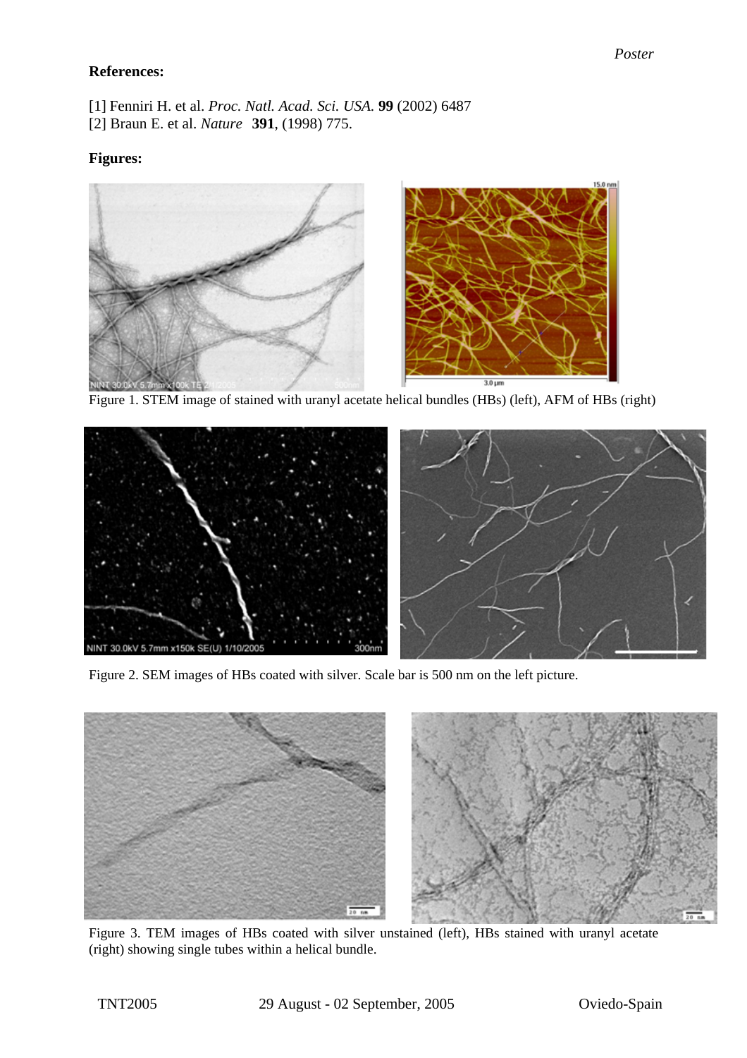**References:**

[1] Fenniri H. et al. *Proc. Natl. Acad. Sci. USA.* **99** (2002) 6487
[2] Braun E. et al. *Nature* **391**, (1998) 775.

**Figures:**

Figure 1. STEM image of stained with uranyl acetate helical bundles (HBs) (left), AFM of HBs (right)

Figure 2. SEM images of HBs coated with silver. Scale bar is 500 nm on the left picture.

Figure 3. TEM images of HBs coated with silver unstained (left), HBs stained with uranyl acetate (right) showing single tubes within a helical bundle.